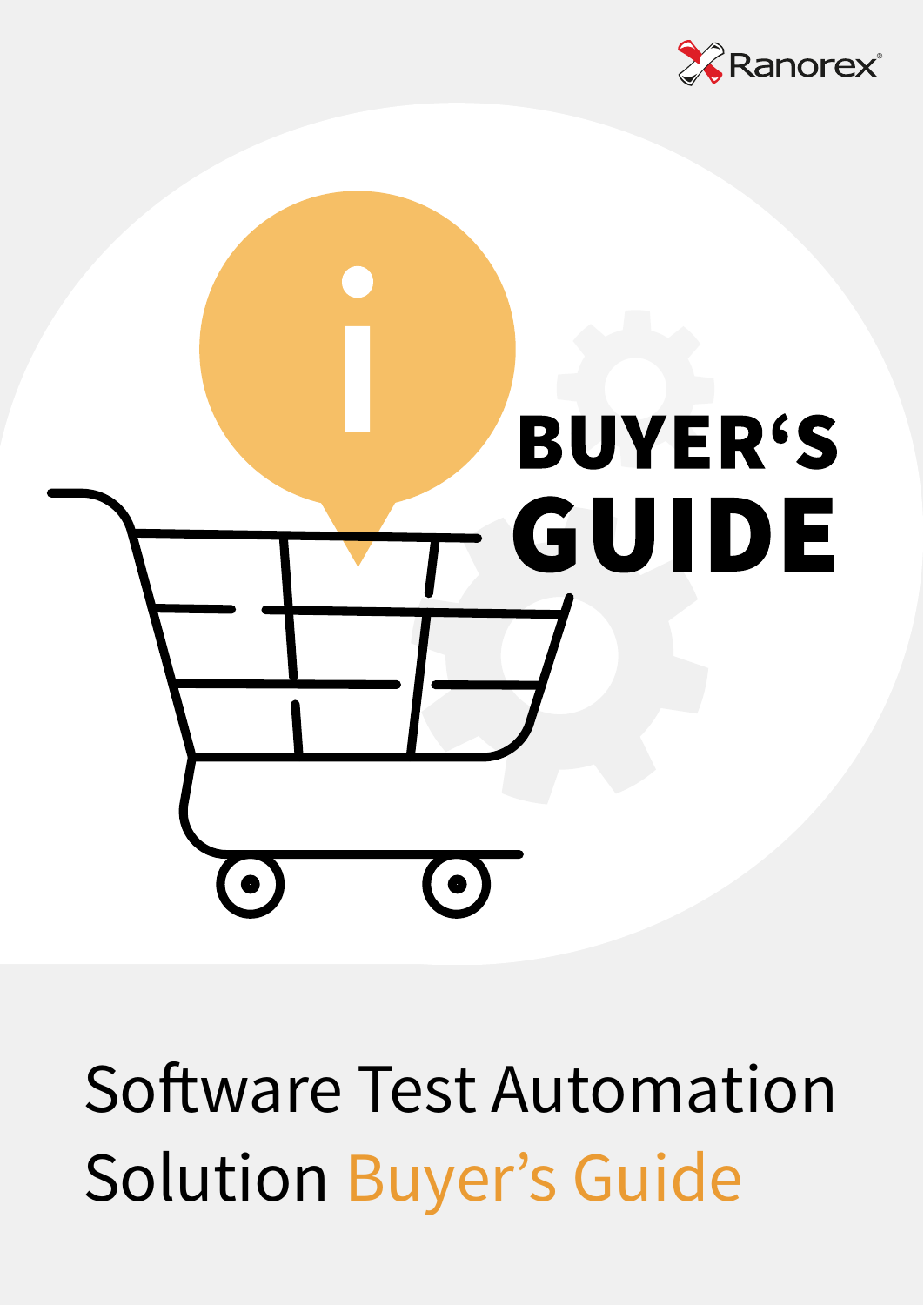Ranorex

BUYER'S GUIDE

# Software Test Automation Solution Buyer's Guide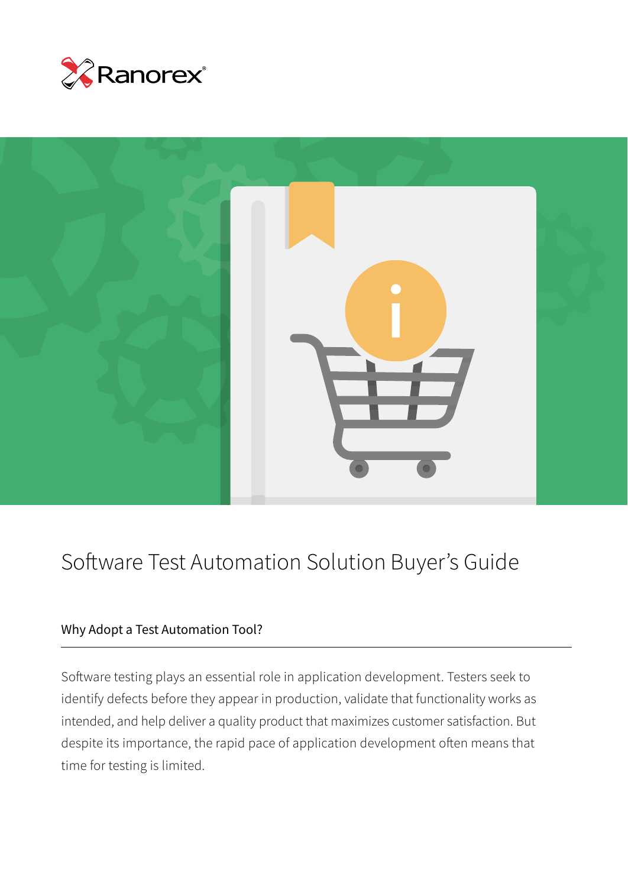Ranorex

# Software Test Automation Solution Buyer's Guide

## Why Adopt a Test Automation Tool?

Software testing plays an essential role in application development. Testers seek to identify defects before they appear in production, validate that functionality works as intended, and help deliver a quality product that maximizes customer satisfaction. But despite its importance, the rapid pace of application development often means that time for testing is limited.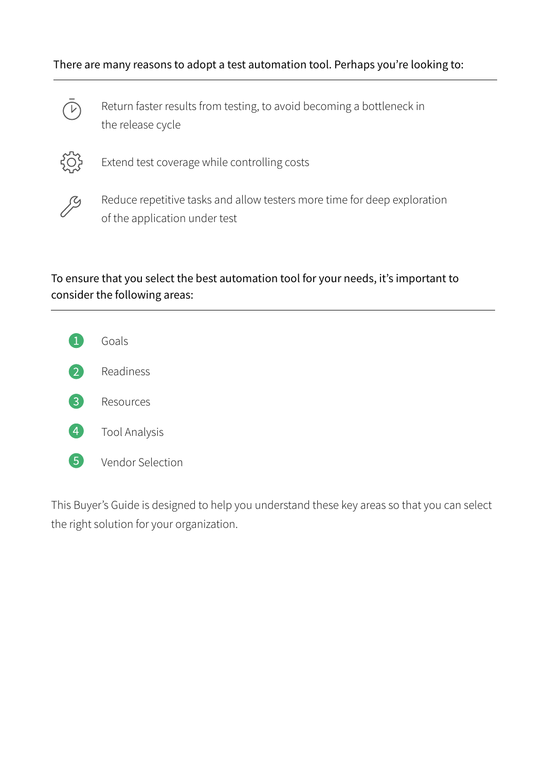There are many reasons to adopt a test automation tool. Perhaps you're looking to:

- Return faster results from testing, to avoid becoming a bottleneck in the release cycle
- Extend test coverage while controlling costs
- Reduce repetitive tasks and allow testers more time for deep exploration of the application under test

To ensure that you select the best automation tool for your needs, it's important to consider the following areas:

1. Goals
2. Readiness
3. Resources
4. Tool Analysis
5. Vendor Selection

This Buyer's Guide is designed to help you understand these key areas so that you can select the right solution for your organization.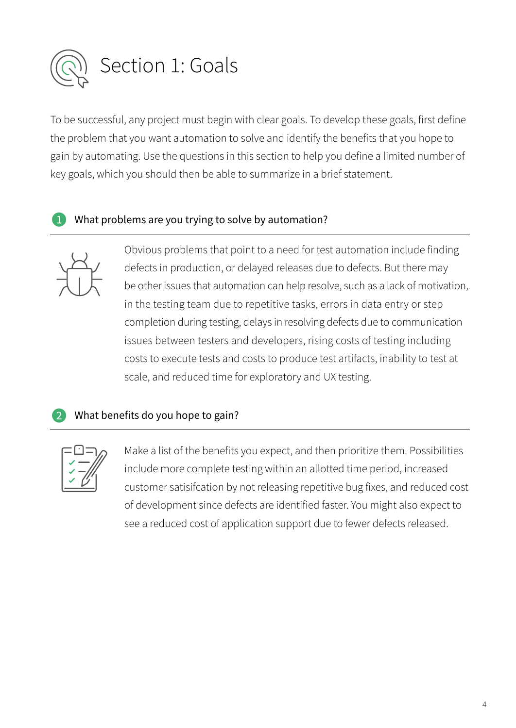# Section 1: Goals

To be successful, any project must begin with clear goals. To develop these goals, first define the problem that you want automation to solve and identify the benefits that you hope to gain by automating. Use the questions in this section to help you define a limited number of key goals, which you should then be able to summarize in a brief statement.

## 1 What problems are you trying to solve by automation?

Obvious problems that point to a need for test automation include finding defects in production, or delayed releases due to defects. But there may be other issues that automation can help resolve, such as a lack of motivation, in the testing team due to repetitive tasks, errors in data entry or step completion during testing, delays in resolving defects due to communication issues between testers and developers, rising costs of testing including costs to execute tests and costs to produce test artifacts, inability to test at scale, and reduced time for exploratory and UX testing.

## 2 What benefits do you hope to gain?

Make a list of the benefits you expect, and then prioritize them. Possibilities include more complete testing within an allotted time period, increased customer satisifcation by not releasing repetitive bug fixes, and reduced cost of development since defects are identified faster. You might also expect to see a reduced cost of application support due to fewer defects released.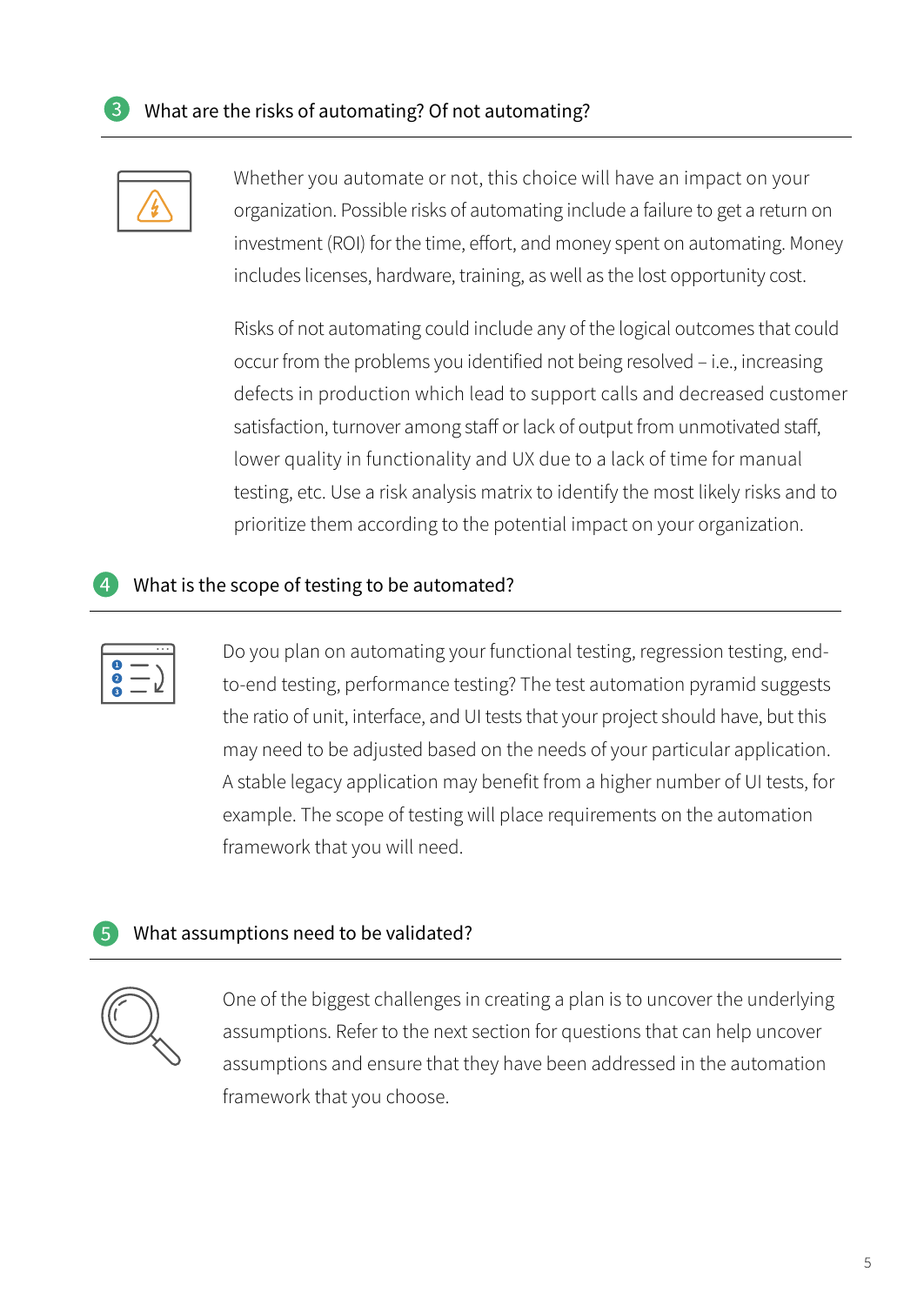## 3 What are the risks of automating? Of not automating?

Whether you automate or not, this choice will have an impact on your organization. Possible risks of automating include a failure to get a return on investment (ROI) for the time, effort, and money spent on automating. Money includes licenses, hardware, training, as well as the lost opportunity cost.

Risks of not automating could include any of the logical outcomes that could occur from the problems you identified not being resolved – i.e., increasing defects in production which lead to support calls and decreased customer satisfaction, turnover among staff or lack of output from unmotivated staff, lower quality in functionality and UX due to a lack of time for manual testing, etc. Use a risk analysis matrix to identify the most likely risks and to prioritize them according to the potential impact on your organization.

## 4 What is the scope of testing to be automated?

Do you plan on automating your functional testing, regression testing, end-to-end testing, performance testing? The test automation pyramid suggests the ratio of unit, interface, and UI tests that your project should have, but this may need to be adjusted based on the needs of your particular application. A stable legacy application may benefit from a higher number of UI tests, for example. The scope of testing will place requirements on the automation framework that you will need.

## 5 What assumptions need to be validated?

One of the biggest challenges in creating a plan is to uncover the underlying assumptions. Refer to the next section for questions that can help uncover assumptions and ensure that they have been addressed in the automation framework that you choose.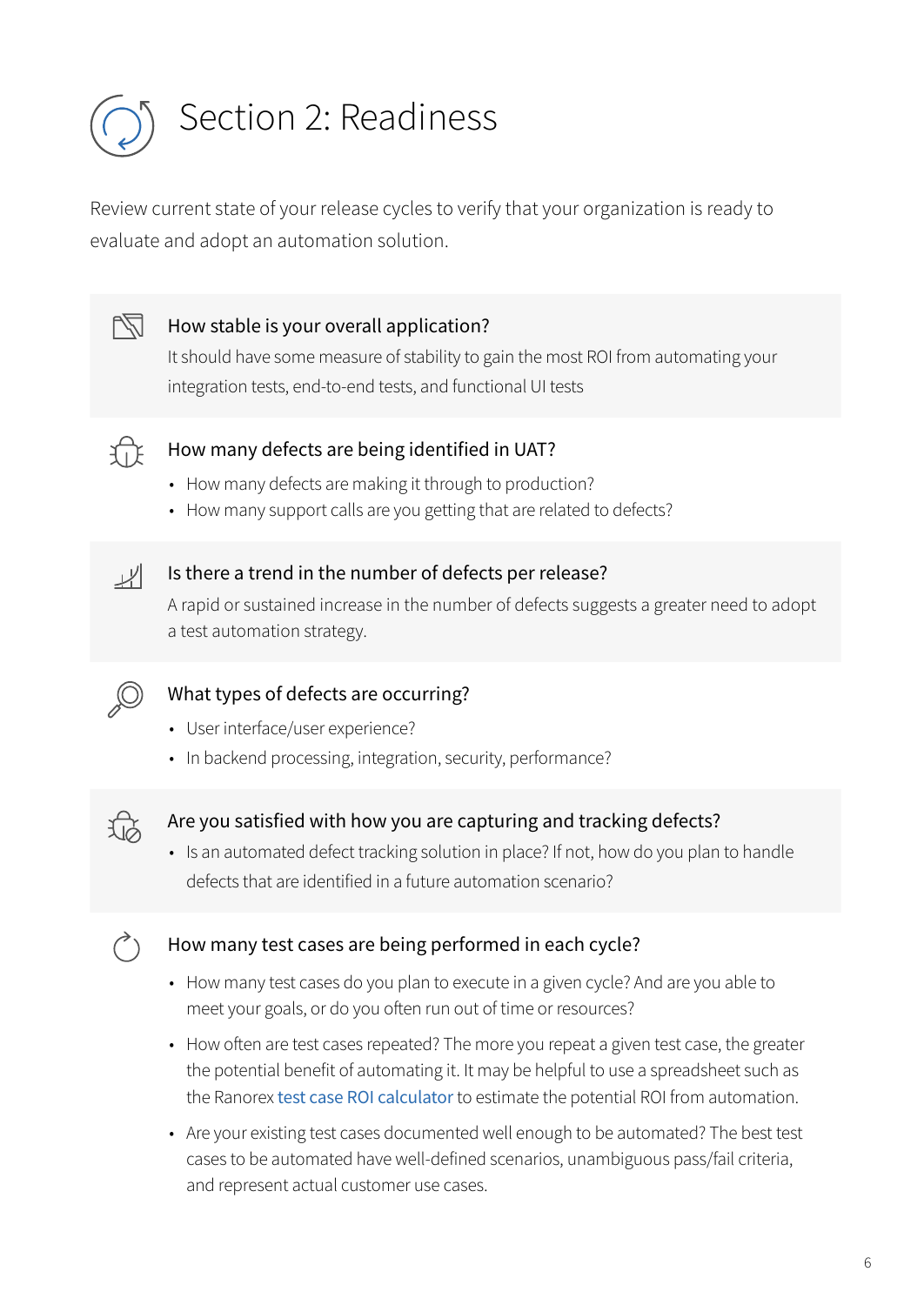# Section 2: Readiness

Review current state of your release cycles to verify that your organization is ready to evaluate and adopt an automation solution.

### How stable is your overall application?

It should have some measure of stability to gain the most ROI from automating your integration tests, end-to-end tests, and functional UI tests

### How many defects are being identified in UAT?

- How many defects are making it through to production?
- How many support calls are you getting that are related to defects?

### Is there a trend in the number of defects per release?

A rapid or sustained increase in the number of defects suggests a greater need to adopt a test automation strategy.

### What types of defects are occurring?

- User interface/user experience?
- In backend processing, integration, security, performance?

### Are you satisfied with how you are capturing and tracking defects?

- Is an automated defect tracking solution in place? If not, how do you plan to handle defects that are identified in a future automation scenario?

### How many test cases are being performed in each cycle?

- How many test cases do you plan to execute in a given cycle? And are you able to meet your goals, or do you often run out of time or resources?
- How often are test cases repeated? The more you repeat a given test case, the greater the potential benefit of automating it. It may be helpful to use a spreadsheet such as the Ranorex test case ROI calculator to estimate the potential ROI from automation.
- Are your existing test cases documented well enough to be automated? The best test cases to be automated have well-defined scenarios, unambiguous pass/fail criteria, and represent actual customer use cases.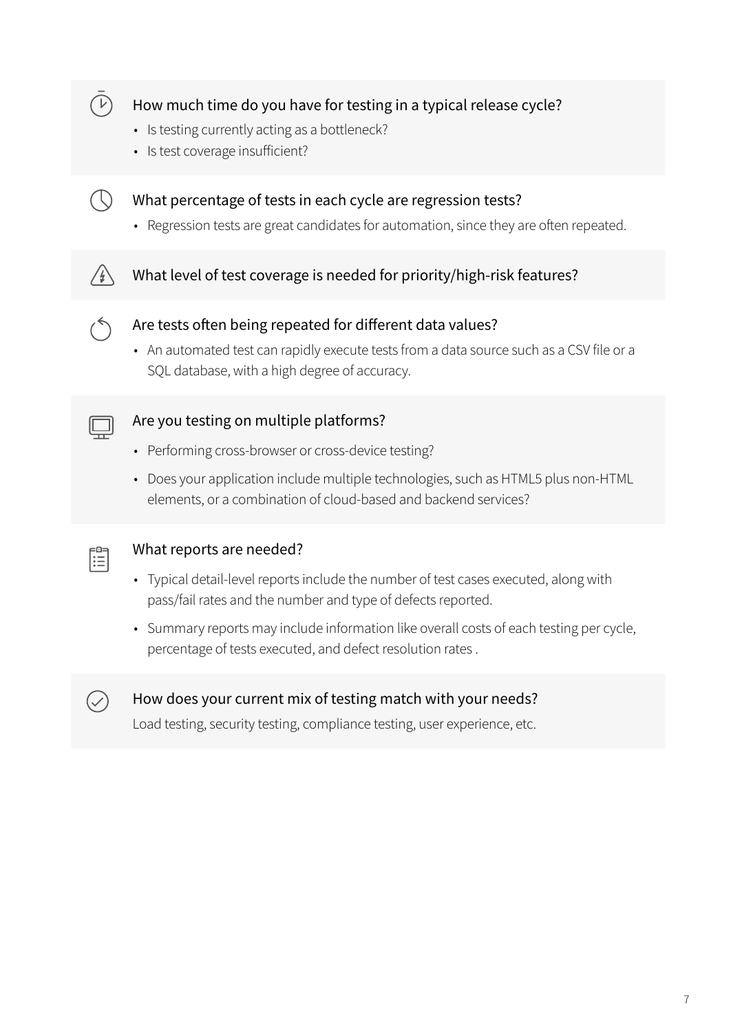### How much time do you have for testing in a typical release cycle?

- Is testing currently acting as a bottleneck?
- Is test coverage insufficient?

### What percentage of tests in each cycle are regression tests?

- Regression tests are great candidates for automation, since they are often repeated.

### What level of test coverage is needed for priority/high-risk features?

### Are tests often being repeated for different data values?

- An automated test can rapidly execute tests from a data source such as a CSV file or a SQL database, with a high degree of accuracy.

### Are you testing on multiple platforms?

- Performing cross-browser or cross-device testing?
- Does your application include multiple technologies, such as HTML5 plus non-HTML elements, or a combination of cloud-based and backend services?

### What reports are needed?

- Typical detail-level reports include the number of test cases executed, along with pass/fail rates and the number and type of defects reported.
- Summary reports may include information like overall costs of each testing per cycle, percentage of tests executed, and defect resolution rates .

### How does your current mix of testing match with your needs?

Load testing, security testing, compliance testing, user experience, etc.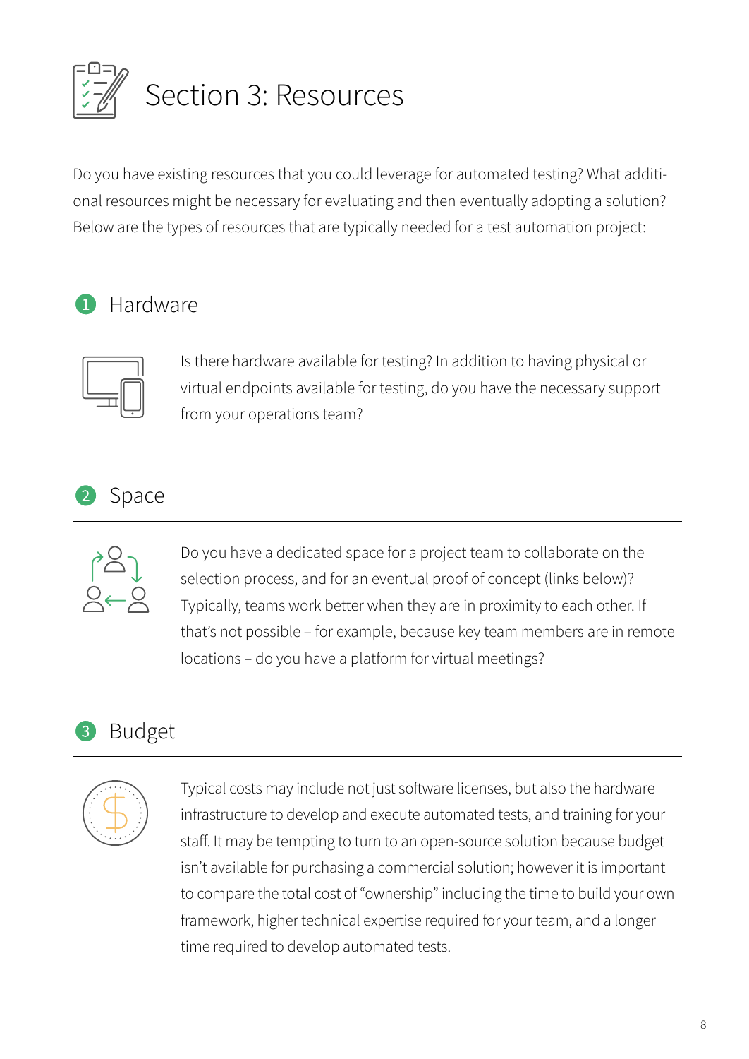# Section 3: Resources

Do you have existing resources that you could leverage for automated testing? What additional resources might be necessary for evaluating and then eventually adopting a solution? Below are the types of resources that are typically needed for a test automation project:

## 1 Hardware

Is there hardware available for testing? In addition to having physical or virtual endpoints available for testing, do you have the necessary support from your operations team?

## 2 Space

Do you have a dedicated space for a project team to collaborate on the selection process, and for an eventual proof of concept (links below)? Typically, teams work better when they are in proximity to each other. If that's not possible – for example, because key team members are in remote locations – do you have a platform for virtual meetings?

## 3 Budget

Typical costs may include not just software licenses, but also the hardware infrastructure to develop and execute automated tests, and training for your staff. It may be tempting to turn to an open-source solution because budget isn't available for purchasing a commercial solution; however it is important to compare the total cost of "ownership" including the time to build your own framework, higher technical expertise required for your team, and a longer time required to develop automated tests.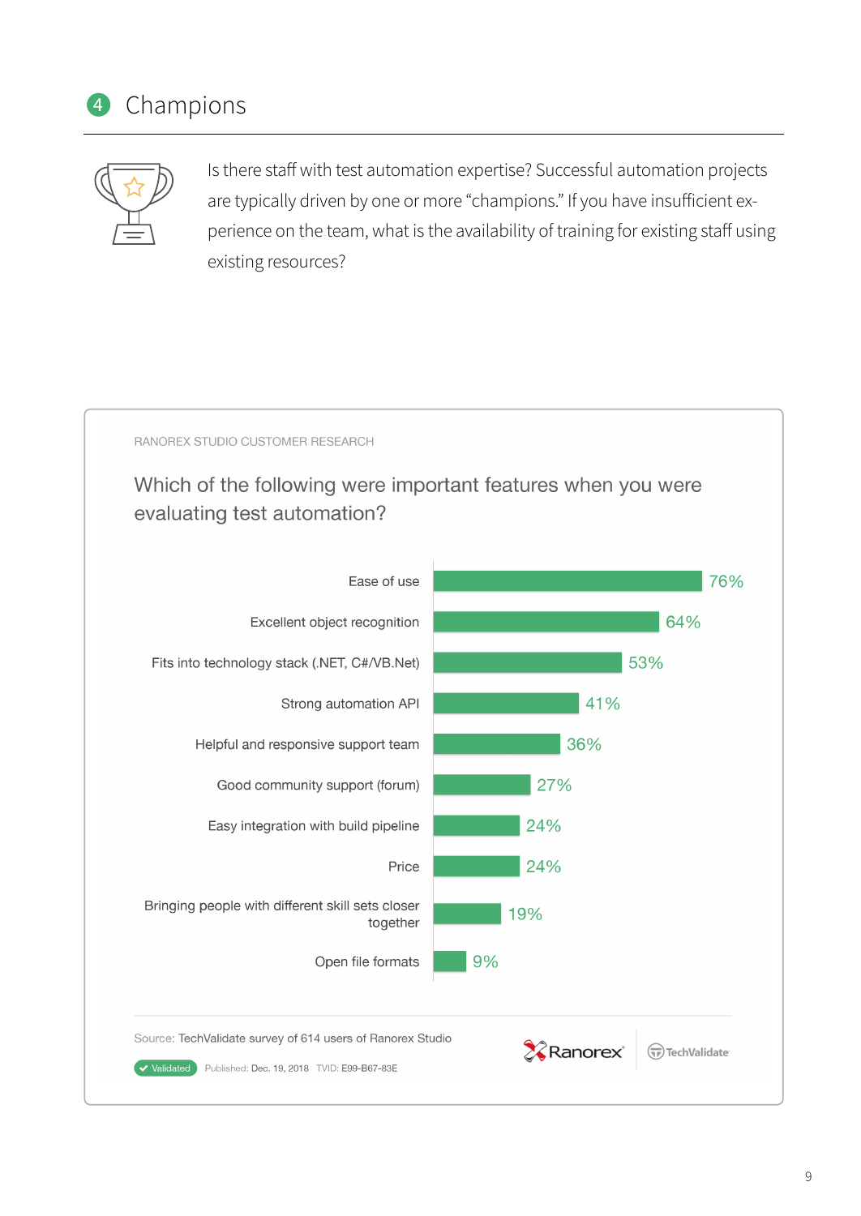# 4 Champions

Is there staff with test automation expertise? Successful automation projects are typically driven by one or more "champions." If you have insufficient experience on the team, what is the availability of training for existing staff using existing resources?

RANOREX STUDIO CUSTOMER RESEARCH

## Which of the following were important features when you were evaluating test automation?

| Feature | Percentage |
| --- | --- |
| Ease of use | 76% |
| Excellent object recognition | 64% |
| Fits into technology stack (.NET, C#/VB.Net) | 53% |
| Strong automation API | 41% |
| Helpful and responsive support team | 36% |
| Good community support (forum) | 27% |
| Easy integration with build pipeline | 24% |
| Price | 24% |
| Bringing people with different skill sets closer together | 19% |
| Open file formats | 9% |

Source: TechValidate survey of 614 users of Ranorex Studio

Validated Published: Dec. 19, 2018 TVID: E99-B67-83E

Ranorex TechValidate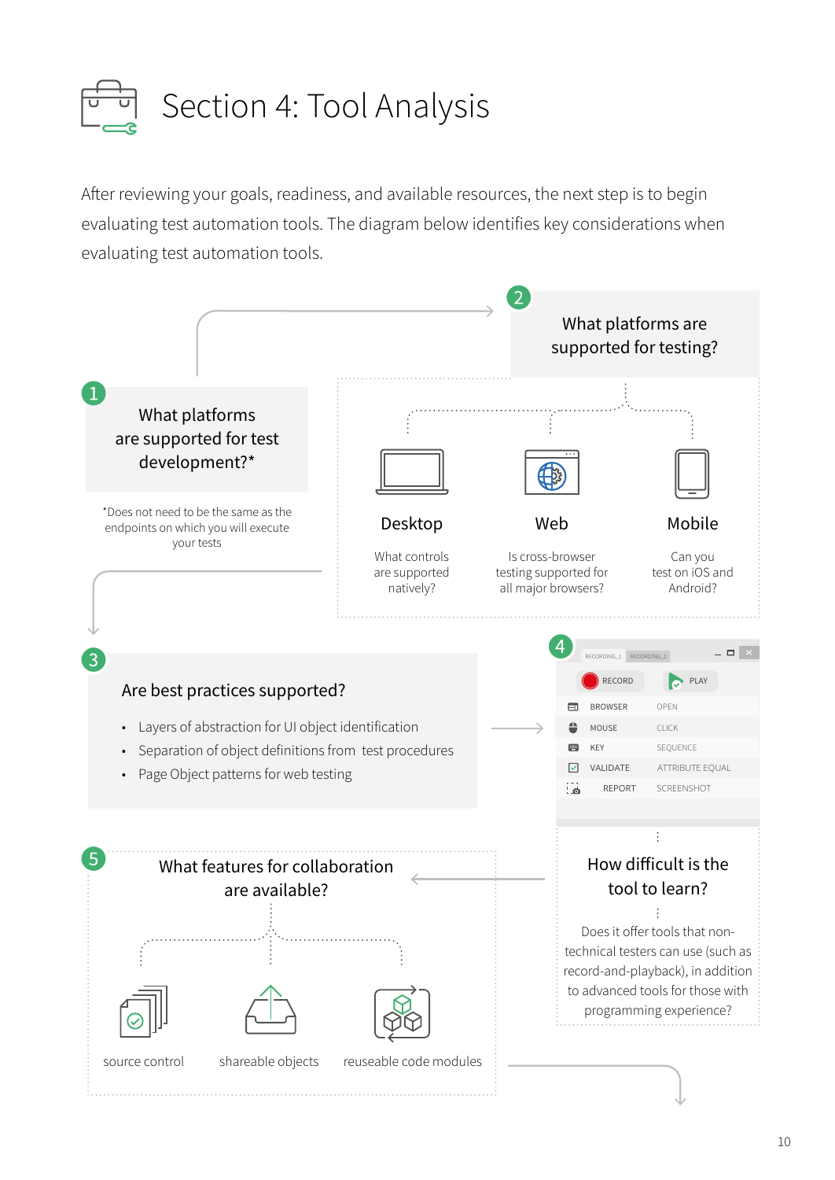# Section 4: Tool Analysis

After reviewing your goals, readiness, and available resources, the next step is to begin evaluating test automation tools. The diagram below identifies key considerations when evaluating test automation tools.

**1** What platforms are supported for test development?*

*Does not need to be the same as the endpoints on which you will execute your tests

**2** What platforms are supported for testing?

**Desktop**

What controls are supported natively?

**Web**

Is cross-browser testing supported for all major browsers?

**Mobile**

Can you test on iOS and Android?

**3** Are best practices supported?

- Layers of abstraction for UI object identification
- Separation of object definitions from test procedures
- Page Object patterns for web testing

**4**

RECORDING_1 RECORDING_2

RECORD PLAY

| | |
|---|---|
| BROWSER | OPEN |
| MOUSE | CLICK |
| KEY | SEQUENCE |
| VALIDATE | ATTRIBUTE EQUAL |
| REPORT | SCREENSHOT |

How difficult is the tool to learn?

Does it offer tools that non-technical testers can use (such as record-and-playback), in addition to advanced tools for those with programming experience?

**5** What features for collaboration are available?

source control

shareable objects

reuseable code modules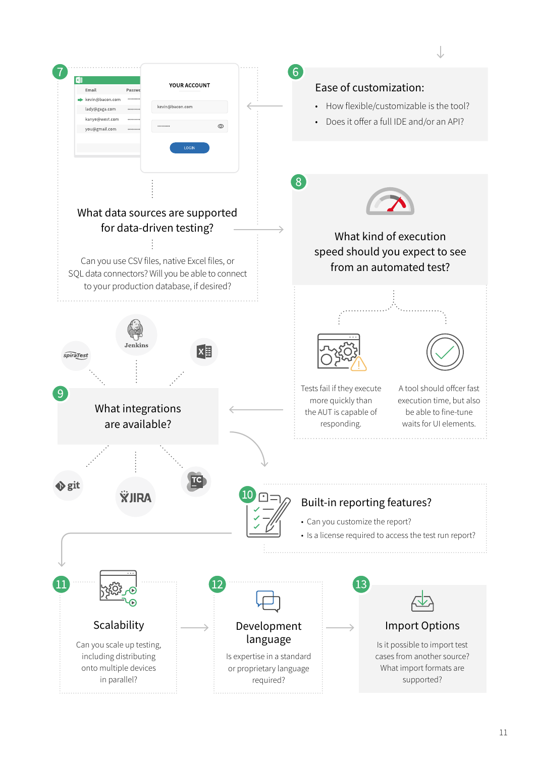## 6 Ease of customization:

- How flexible/customizable is the tool?
- Does it offer a full IDE and/or an API?

## 7 What data sources are supported for data-driven testing?

Can you use CSV files, native Excel files, or SQL data connectors? Will you be able to connect to your production database, if desired?

## 8 What kind of execution speed should you expect to see from an automated test?

Tests fail if they execute more quickly than the AUT is capable of responding.

A tool should offcer fast execution time, but also be able to fine-tune waits for UI elements.

## 9 What integrations are available?

## 10 Built-in reporting features?

- Can you customize the report?
- Is a license required to access the test run report?

## 11 Scalability

Can you scale up testing, including distributing onto multiple devices in parallel?

## 12 Development language

Is expertise in a standard or proprietary language required?

## 13 Import Options

Is it possible to import test cases from another source? What import formats are supported?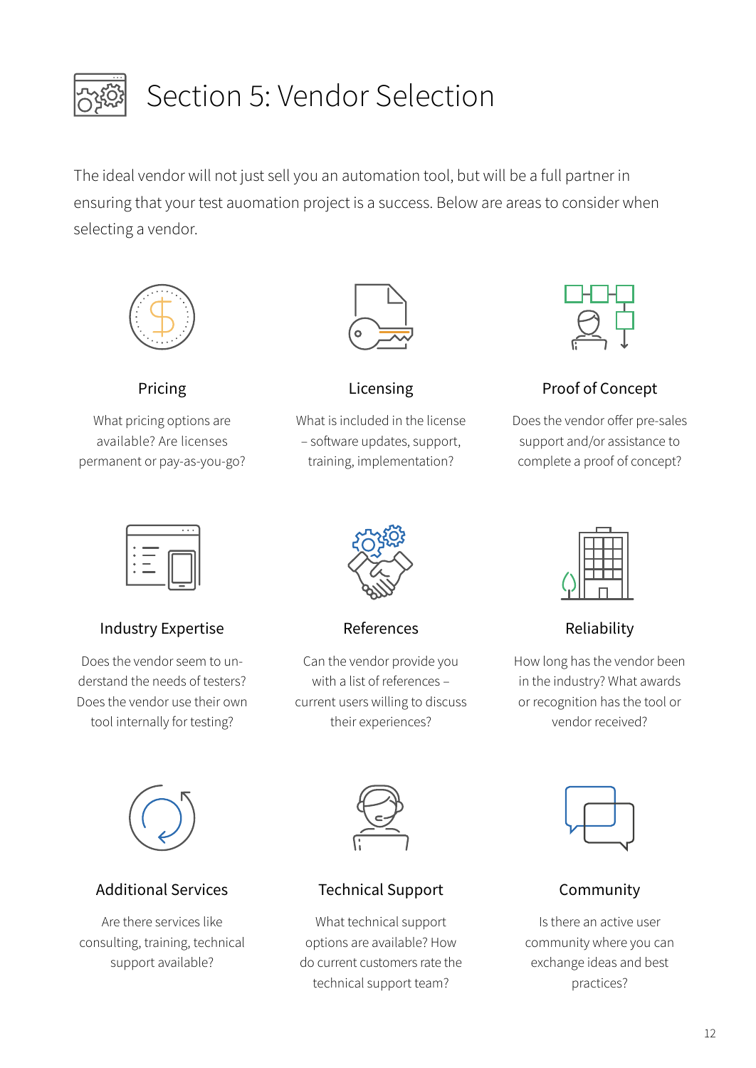# Section 5: Vendor Selection

The ideal vendor will not just sell you an automation tool, but will be a full partner in ensuring that your test auomation project is a success. Below are areas to consider when selecting a vendor.

### Pricing

What pricing options are available? Are licenses permanent or pay-as-you-go?

### Licensing

What is included in the license – software updates, support, training, implementation?

### Proof of Concept

Does the vendor offer pre-sales support and/or assistance to complete a proof of concept?

### Industry Expertise

Does the vendor seem to understand the needs of testers? Does the vendor use their own tool internally for testing?

### References

Can the vendor provide you with a list of references – current users willing to discuss their experiences?

### Reliability

How long has the vendor been in the industry? What awards or recognition has the tool or vendor received?

### Additional Services

Are there services like consulting, training, technical support available?

### Technical Support

What technical support options are available? How do current customers rate the technical support team?

### Community

Is there an active user community where you can exchange ideas and best practices?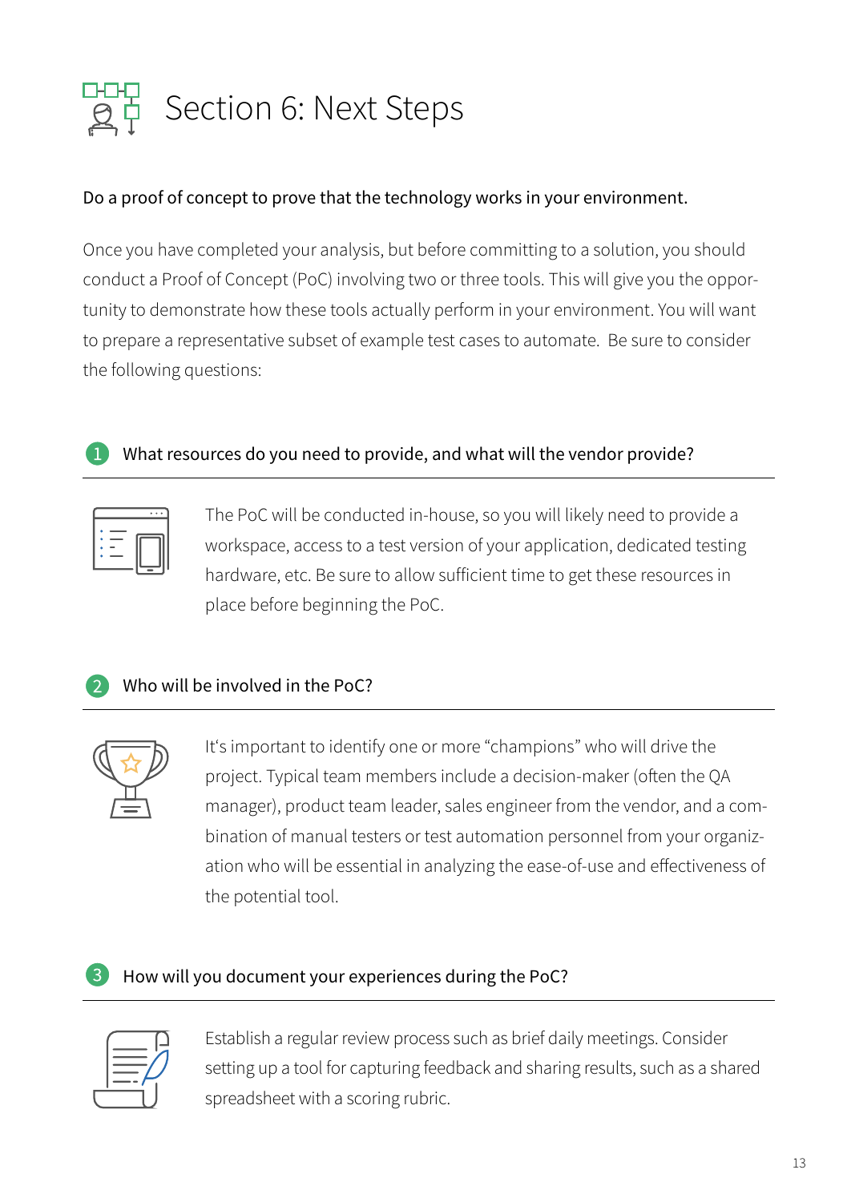# Section 6: Next Steps

Do a proof of concept to prove that the technology works in your environment.

Once you have completed your analysis, but before committing to a solution, you should conduct a Proof of Concept (PoC) involving two or three tools. This will give you the opportunity to demonstrate how these tools actually perform in your environment. You will want to prepare a representative subset of example test cases to automate.  Be sure to consider the following questions:

## 1 What resources do you need to provide, and what will the vendor provide?

The PoC will be conducted in-house, so you will likely need to provide a workspace, access to a test version of your application, dedicated testing hardware, etc. Be sure to allow sufficient time to get these resources in place before beginning the PoC.

## 2 Who will be involved in the PoC?

It's important to identify one or more "champions" who will drive the project. Typical team members include a decision-maker (often the QA manager), product team leader, sales engineer from the vendor, and a combination of manual testers or test automation personnel from your organization who will be essential in analyzing the ease-of-use and effectiveness of the potential tool.

## 3 How will you document your experiences during the PoC?

Establish a regular review process such as brief daily meetings. Consider setting up a tool for capturing feedback and sharing results, such as a shared spreadsheet with a scoring rubric.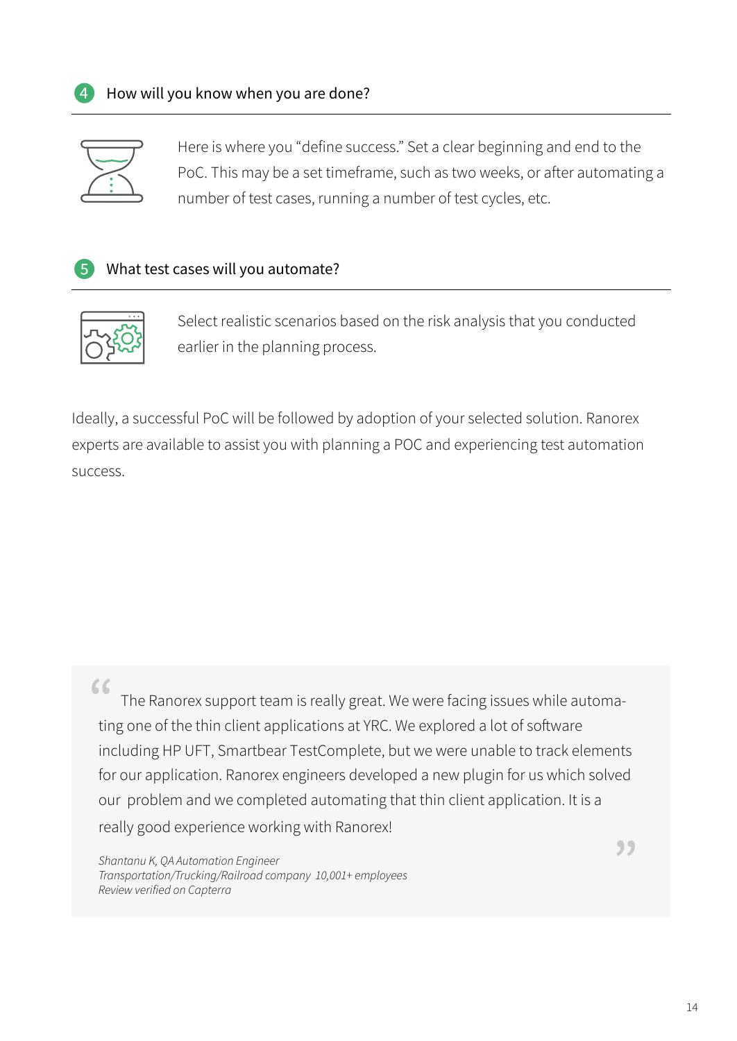### 4 How will you know when you are done?

Here is where you "define success." Set a clear beginning and end to the PoC. This may be a set timeframe, such as two weeks, or after automating a number of test cases, running a number of test cycles, etc.

### 5 What test cases will you automate?

Select realistic scenarios based on the risk analysis that you conducted earlier in the planning process.

Ideally, a successful PoC will be followed by adoption of your selected solution. Ranorex experts are available to assist you with planning a POC and experiencing test automation success.

> "The Ranorex support team is really great. We were facing issues while automating one of the thin client applications at YRC. We explored a lot of software including HP UFT, Smartbear TestComplete, but we were unable to track elements for our application. Ranorex engineers developed a new plugin for us which solved our problem and we completed automating that thin client application. It is a really good experience working with Ranorex!"
>
> *Shantanu K, QA Automation Engineer*
> *Transportation/Trucking/Railroad company 10,001+ employees*
> *Review verified on Capterra*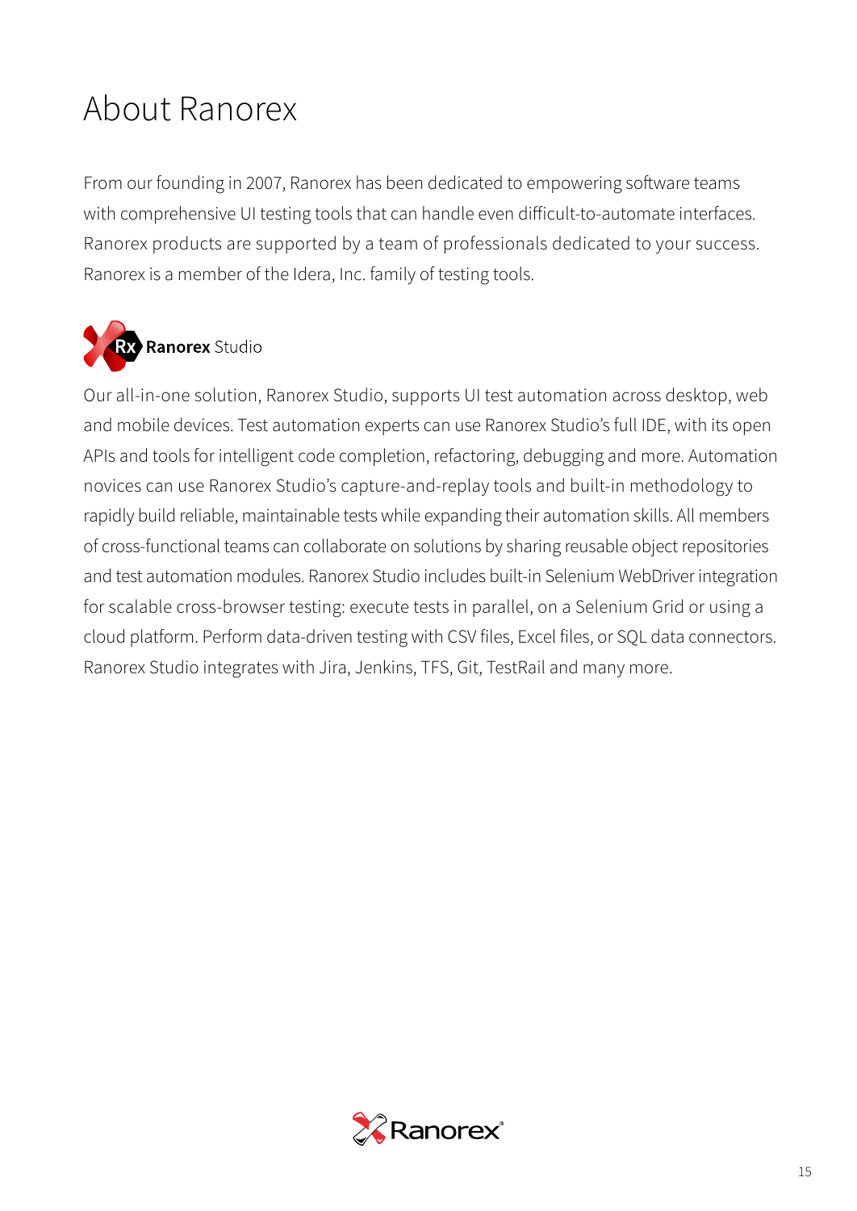# About Ranorex

From our founding in 2007, Ranorex has been dedicated to empowering software teams with comprehensive UI testing tools that can handle even difficult-to-automate interfaces. Ranorex products are supported by a team of professionals dedicated to your success. Ranorex is a member of the Idera, Inc. family of testing tools.

**Ranorex** Studio

Our all-in-one solution, Ranorex Studio, supports UI test automation across desktop, web and mobile devices. Test automation experts can use Ranorex Studio's full IDE, with its open APIs and tools for intelligent code completion, refactoring, debugging and more. Automation novices can use Ranorex Studio's capture-and-replay tools and built-in methodology to rapidly build reliable, maintainable tests while expanding their automation skills. All members of cross-functional teams can collaborate on solutions by sharing reusable object repositories and test automation modules. Ranorex Studio includes built-in Selenium WebDriver integration for scalable cross-browser testing: execute tests in parallel, on a Selenium Grid or using a cloud platform. Perform data-driven testing with CSV files, Excel files, or SQL data connectors. Ranorex Studio integrates with Jira, Jenkins, TFS, Git, TestRail and many more.